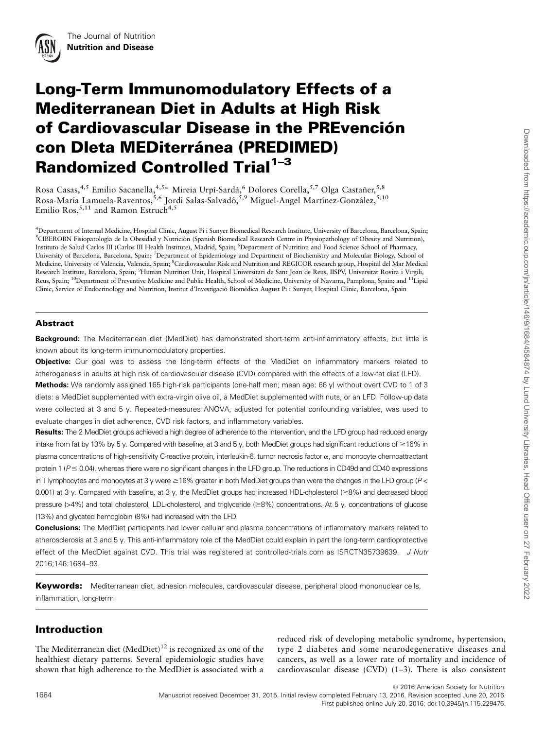The Journal of Nutrition
**Nutrition and Disease**

# Long-Term Immunomodulatory Effects of a Mediterranean Diet in Adults at High Risk of Cardiovascular Disease in the PREvención con DIeta MEDiterránea (PREDIMED) Randomized Controlled Trial[1–3]

Rosa Casas,[4,5] Emilio Sacanella,[4,5]* Mireia Urpí-Sardà,[6] Dolores Corella,[5,7] Olga Castañer,[5,8] Rosa-María Lamuela-Raventos,[5,6] Jordi Salas-Salvadó,[5,9] Miguel-Angel Martínez-González,[5,10] Emilio Ros,[5,11] and Ramon Estruch[4,5]

[4]Department of Internal Medicine, Hospital Clinic, August Pi i Sunyer Biomedical Research Institute, University of Barcelona, Barcelona, Spain; [5]CIBEROBN Fisiopatología de la Obesidad y Nutrición (Spanish Biomedical Research Centre in Physiopathology of Obesity and Nutrition), Instituto de Salud Carlos III (Carlos III Health Institute), Madrid, Spain; [6]Department of Nutrition and Food Science School of Pharmacy, University of Barcelona, Barcelona, Spain; [7]Department of Epidemiology and Department of Biochemistry and Molecular Biology, School of Medicine, University of Valencia, Valencia, Spain; [8]Cardiovascular Risk and Nutrition and REGICOR research group, Hospital del Mar Medical Research Institute, Barcelona, Spain; [9]Human Nutrition Unit, Hospital Universitari de Sant Joan de Reus, IISPV, Universitat Rovira i Virgili, Reus, Spain; [10]Department of Preventive Medicine and Public Health, School of Medicine, University of Navarra, Pamplona, Spain; and [11]Lipid Clinic, Service of Endocrinology and Nutrition, Institut d'Investigació Biomèdica August Pi i Sunyer, Hospital Clinic, Barcelona, Spain

## Abstract

**Background:** The Mediterranean diet (MedDiet) has demonstrated short-term anti-inflammatory effects, but little is known about its long-term immunomodulatory properties.

**Objective:** Our goal was to assess the long-term effects of the MedDiet on inflammatory markers related to atherogenesis in adults at high risk of cardiovascular disease (CVD) compared with the effects of a low-fat diet (LFD).

**Methods:** We randomly assigned 165 high-risk participants (one-half men; mean age: 66 y) without overt CVD to 1 of 3 diets: a MedDiet supplemented with extra-virgin olive oil, a MedDiet supplemented with nuts, or an LFD. Follow-up data were collected at 3 and 5 y. Repeated-measures ANOVA, adjusted for potential confounding variables, was used to evaluate changes in diet adherence, CVD risk factors, and inflammatory variables.

**Results:** The 2 MedDiet groups achieved a high degree of adherence to the intervention, and the LFD group had reduced energy intake from fat by 13% by 5 y. Compared with baseline, at 3 and 5 y, both MedDiet groups had significant reductions of ≥16% in plasma concentrations of high-sensitivity C-reactive protein, interleukin-6, tumor necrosis factor α, and monocyte chemoattractant protein 1 ($P \leq 0.04$), whereas there were no significant changes in the LFD group. The reductions in CD49d and CD40 expressions in T lymphocytes and monocytes at 3 y were ≥16% greater in both MedDiet groups than were the changes in the LFD group ($P < 0.001$) at 3 y. Compared with baseline, at 3 y, the MedDiet groups had increased HDL-cholesterol (≥8%) and decreased blood pressure (>4%) and total cholesterol, LDL-cholesterol, and triglyceride (≥8%) concentrations. At 5 y, concentrations of glucose (13%) and glycated hemoglobin (8%) had increased with the LFD.

**Conclusions:** The MedDiet participants had lower cellular and plasma concentrations of inflammatory markers related to atherosclerosis at 3 and 5 y. This anti-inflammatory role of the MedDiet could explain in part the long-term cardioprotective effect of the MedDiet against CVD. This trial was registered at controlled-trials.com as ISRCTN35739639. *J Nutr* 2016;146:1684–93.

**Keywords:** Mediterranean diet, adhesion molecules, cardiovascular disease, peripheral blood mononuclear cells, inflammation, long-term

## Introduction

The Mediterranean diet (MedDiet)[12] is recognized as one of the healthiest dietary patterns. Several epidemiologic studies have shown that high adherence to the MedDiet is associated with a reduced risk of developing metabolic syndrome, hypertension, type 2 diabetes and some neurodegenerative diseases and cancers, as well as a lower rate of mortality and incidence of cardiovascular disease (CVD) (1–3). There is also consistent

© 2016 American Society for Nutrition.
Manuscript received December 31, 2015. Initial review completed February 13, 2016. Revision accepted June 20, 2016.
First published online July 20, 2016; doi:10.3945/jn.115.229476.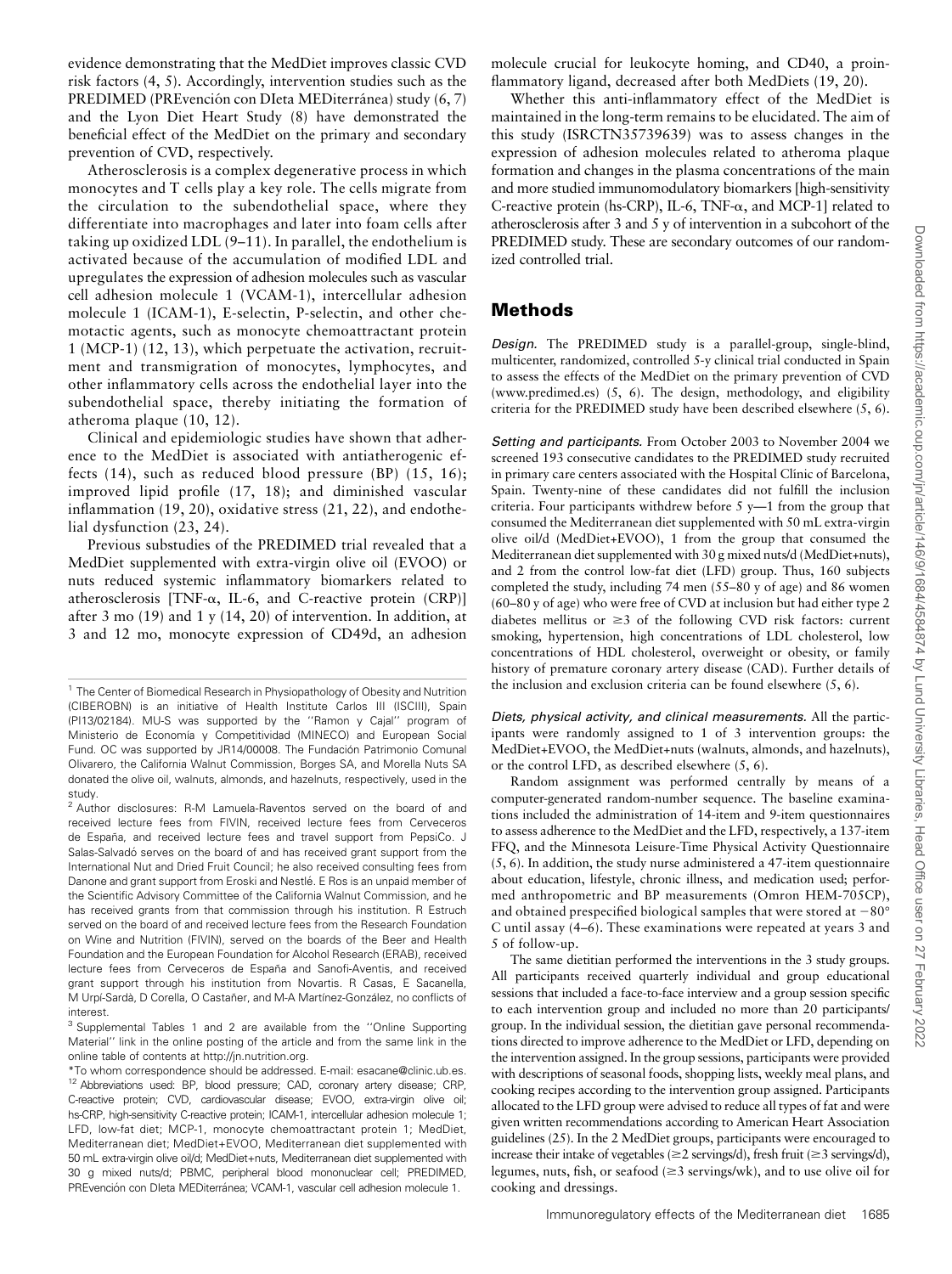evidence demonstrating that the MedDiet improves classic CVD risk factors (4, 5). Accordingly, intervention studies such as the PREDIMED (PREvención con DIeta MEDiterránea) study (6, 7) and the Lyon Diet Heart Study (8) have demonstrated the beneficial effect of the MedDiet on the primary and secondary prevention of CVD, respectively.

Atherosclerosis is a complex degenerative process in which monocytes and T cells play a key role. The cells migrate from the circulation to the subendothelial space, where they differentiate into macrophages and later into foam cells after taking up oxidized LDL (9–11). In parallel, the endothelium is activated because of the accumulation of modified LDL and upregulates the expression of adhesion molecules such as vascular cell adhesion molecule 1 (VCAM-1), intercellular adhesion molecule 1 (ICAM-1), E-selectin, P-selectin, and other chemotactic agents, such as monocyte chemoattractant protein 1 (MCP-1) (12, 13), which perpetuate the activation, recruitment and transmigration of monocytes, lymphocytes, and other inflammatory cells across the endothelial layer into the subendothelial space, thereby initiating the formation of atheroma plaque (10, 12).

Clinical and epidemiologic studies have shown that adherence to the MedDiet is associated with antiatherogenic effects (14), such as reduced blood pressure (BP) (15, 16); improved lipid profile (17, 18); and diminished vascular inflammation (19, 20), oxidative stress (21, 22), and endothelial dysfunction (23, 24).

Previous substudies of the PREDIMED trial revealed that a MedDiet supplemented with extra-virgin olive oil (EVOO) or nuts reduced systemic inflammatory biomarkers related to atherosclerosis [TNF-α, IL-6, and C-reactive protein (CRP)] after 3 mo (19) and 1 y (14, 20) of intervention. In addition, at 3 and 12 mo, monocyte expression of CD49d, an adhesion molecule crucial for leukocyte homing, and CD40, a proinflammatory ligand, decreased after both MedDiets (19, 20).

Whether this anti-inflammatory effect of the MedDiet is maintained in the long-term remains to be elucidated. The aim of this study (ISRCTN35739639) was to assess changes in the expression of adhesion molecules related to atheroma plaque formation and changes in the plasma concentrations of the main and more studied immunomodulatory biomarkers [high-sensitivity C-reactive protein (hs-CRP), IL-6, TNF-α, and MCP-1] related to atherosclerosis after 3 and 5 y of intervention in a subcohort of the PREDIMED study. These are secondary outcomes of our randomized controlled trial.

## Methods

*Design.* The PREDIMED study is a parallel-group, single-blind, multicenter, randomized, controlled 5-y clinical trial conducted in Spain to assess the effects of the MedDiet on the primary prevention of CVD (www.predimed.es) (5, 6). The design, methodology, and eligibility criteria for the PREDIMED study have been described elsewhere (5, 6).

*Setting and participants.* From October 2003 to November 2004 we screened 193 consecutive candidates to the PREDIMED study recruited in primary care centers associated with the Hospital Clínic of Barcelona, Spain. Twenty-nine of these candidates did not fulfill the inclusion criteria. Four participants withdrew before 5 y—1 from the group that consumed the Mediterranean diet supplemented with 50 mL extra-virgin olive oil/d (MedDiet+EVOO), 1 from the group that consumed the Mediterranean diet supplemented with 30 g mixed nuts/d (MedDiet+nuts), and 2 from the control low-fat diet (LFD) group. Thus, 160 subjects completed the study, including 74 men (55–80 y of age) and 86 women (60–80 y of age) who were free of CVD at inclusion but had either type 2 diabetes mellitus or ≥3 of the following CVD risk factors: current smoking, hypertension, high concentrations of LDL cholesterol, low concentrations of HDL cholesterol, overweight or obesity, or family history of premature coronary artery disease (CAD). Further details of the inclusion and exclusion criteria can be found elsewhere (5, 6).

*Diets, physical activity, and clinical measurements.* All the participants were randomly assigned to 1 of 3 intervention groups: the MedDiet+EVOO, the MedDiet+nuts (walnuts, almonds, and hazelnuts), or the control LFD, as described elsewhere (5, 6).

Random assignment was performed centrally by means of a computer-generated random-number sequence. The baseline examinations included the administration of 14-item and 9-item questionnaires to assess adherence to the MedDiet and the LFD, respectively, a 137-item FFQ, and the Minnesota Leisure-Time Physical Activity Questionnaire (5, 6). In addition, the study nurse administered a 47-item questionnaire about education, lifestyle, chronic illness, and medication used; performed anthropometric and BP measurements (Omron HEM-705CP), and obtained prespecified biological samples that were stored at −80° C until assay (4–6). These examinations were repeated at years 3 and 5 of follow-up.

The same dietitian performed the interventions in the 3 study groups. All participants received quarterly individual and group educational sessions that included a face-to-face interview and a group session specific to each intervention group and included no more than 20 participants/group. In the individual session, the dietitian gave personal recommendations directed to improve adherence to the MedDiet or LFD, depending on the intervention assigned. In the group sessions, participants were provided with descriptions of seasonal foods, shopping lists, weekly meal plans, and cooking recipes according to the intervention group assigned. Participants allocated to the LFD group were advised to reduce all types of fat and were given written recommendations according to American Heart Association guidelines (25). In the 2 MedDiet groups, participants were encouraged to increase their intake of vegetables (≥2 servings/d), fresh fruit (≥3 servings/d), legumes, nuts, fish, or seafood (≥3 servings/wk), and to use olive oil for cooking and dressings.

---

[1] The Center of Biomedical Research in Physiopathology of Obesity and Nutrition (CIBEROBN) is an initiative of Health Institute Carlos III (ISCIII), Spain (PI13/02184). MU-S was supported by the "Ramon y Cajal" program of Ministerio de Economía y Competitividad (MINECO) and European Social Fund. OC was supported by JR14/00008. The Fundación Patrimonio Comunal Olivarero, the California Walnut Commission, Borges SA, and Morella Nuts SA donated the olive oil, walnuts, almonds, and hazelnuts, respectively, used in the study.

[2] Author disclosures: R-M Lamuela-Raventos served on the board of and received lecture fees from FIVIN, received lecture fees from Cerveceros de España, and received lecture fees and travel support from PepsiCo. J Salas-Salvadó serves on the board of and has received grant support from the International Nut and Dried Fruit Council; he also received consulting fees from Danone and grant support from Eroski and Nestlé. E Ros is an unpaid member of the Scientific Advisory Committee of the California Walnut Commission, and he has received grants from that commission through his institution. R Estruch served on the board of and received lecture fees from the Research Foundation on Wine and Nutrition (FIVIN), served on the boards of the Beer and Health Foundation and the European Foundation for Alcohol Research (ERAB), received lecture fees from Cerveceros de España and Sanofi-Aventis, and received grant support through his institution from Novartis. R Casas, E Sacanella, M Urpí-Sardà, D Corella, O Castañer, and M-A Martínez-González, no conflicts of interest.

[3] Supplemental Tables 1 and 2 are available from the "Online Supporting Material" link in the online posting of the article and from the same link in the online table of contents at http://jn.nutrition.org.

*To whom correspondence should be addressed. E-mail: esacane@clinic.ub.es.

[12] Abbreviations used: BP, blood pressure; CAD, coronary artery disease; CRP, C-reactive protein; CVD, cardiovascular disease; EVOO, extra-virgin olive oil; hs-CRP, high-sensitivity C-reactive protein; ICAM-1, intercellular adhesion molecule 1; LFD, low-fat diet; MCP-1, monocyte chemoattractant protein 1; MedDiet, Mediterranean diet; MedDiet+EVOO, Mediterranean diet supplemented with 50 mL extra-virgin olive oil/d; MedDiet+nuts, Mediterranean diet supplemented with 30 g mixed nuts/d; PBMC, peripheral blood mononuclear cell; PREDIMED, PREvención con DIeta MEDiterránea; VCAM-1, vascular cell adhesion molecule 1.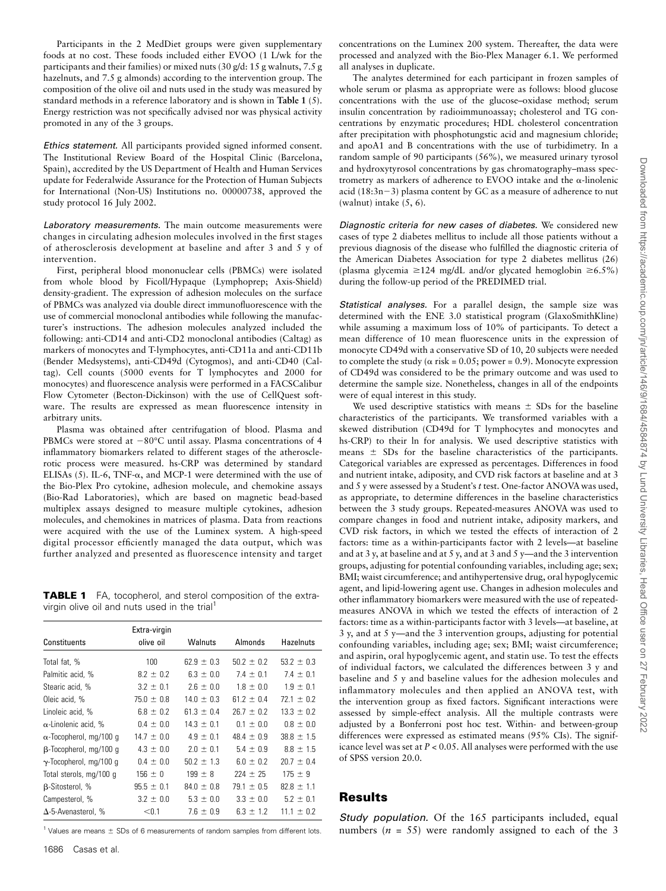Participants in the 2 MedDiet groups were given supplementary foods at no cost. These foods included either EVOO (1 L/wk for the participants and their families) or mixed nuts (30 g/d: 15 g walnuts, 7.5 g hazelnuts, and 7.5 g almonds) according to the intervention group. The composition of the olive oil and nuts used in the study was measured by standard methods in a reference laboratory and is shown in **Table 1** (5). Energy restriction was not specifically advised nor was physical activity promoted in any of the 3 groups.

*Ethics statement.* All participants provided signed informed consent. The Institutional Review Board of the Hospital Clinic (Barcelona, Spain), accredited by the US Department of Health and Human Services update for Federalwide Assurance for the Protection of Human Subjects for International (Non-US) Institutions no. 00000738, approved the study protocol 16 July 2002.

*Laboratory measurements.* The main outcome measurements were changes in circulating adhesion molecules involved in the first stages of atherosclerosis development at baseline and after 3 and 5 y of intervention.

First, peripheral blood mononuclear cells (PBMCs) were isolated from whole blood by Ficoll/Hypaque (Lymphoprep; Axis-Shield) density-gradient. The expression of adhesion molecules on the surface of PBMCs was analyzed via double direct immunofluorescence with the use of commercial monoclonal antibodies while following the manufacturer's instructions. The adhesion molecules analyzed included the following: anti-CD14 and anti-CD2 monoclonal antibodies (Caltag) as markers of monocytes and T-lymphocytes, anti-CD11a and anti-CD11b (Bender Medsystems), anti-CD49d (Cytogmos), and anti-CD40 (Caltag). Cell counts (5000 events for T lymphocytes and 2000 for monocytes) and fluorescence analysis were performed in a FACSCalibur Flow Cytometer (Becton-Dickinson) with the use of CellQuest software. The results are expressed as mean fluorescence intensity in arbitrary units.

Plasma was obtained after centrifugation of blood. Plasma and PBMCs were stored at −80°C until assay. Plasma concentrations of 4 inflammatory biomarkers related to different stages of the atherosclerotic process were measured. hs-CRP was determined by standard ELISAs (5). IL-6, TNF-α, and MCP-1 were determined with the use of the Bio-Plex Pro cytokine, adhesion molecule, and chemokine assays (Bio-Rad Laboratories), which are based on magnetic bead-based multiplex assays designed to measure multiple cytokines, adhesion molecules, and chemokines in matrices of plasma. Data from reactions were acquired with the use of the Luminex system. A high-speed digital processor efficiently managed the data output, which was further analyzed and presented as fluorescence intensity and target concentrations on the Luminex 200 system. Thereafter, the data were processed and analyzed with the Bio-Plex Manager 6.1. We performed all analyses in duplicate.

The analytes determined for each participant in frozen samples of whole serum or plasma as appropriate were as follows: blood glucose concentrations with the use of the glucose–oxidase method; serum insulin concentration by radioimmunoassay; cholesterol and TG concentrations by enzymatic procedures; HDL cholesterol concentration after precipitation with phosphotungstic acid and magnesium chloride; and apoA1 and B concentrations with the use of turbidimetry. In a random sample of 90 participants (56%), we measured urinary tyrosol and hydroxytyrosol concentrations by gas chromatography–mass spectrometry as markers of adherence to EVOO intake and the α-linolenic acid (18:3n−3) plasma content by GC as a measure of adherence to nut (walnut) intake (5, 6).

**TABLE 1** FA, tocopherol, and sterol composition of the extra-virgin olive oil and nuts used in the trial[1]

| Constituents | Extra-virgin olive oil | Walnuts | Almonds | Hazelnuts |
|---|---|---|---|---|
| Total fat, % | 100 | 62.9 ± 0.3 | 50.2 ± 0.2 | 53.2 ± 0.3 |
| Palmitic acid, % | 8.2 ± 0.2 | 6.3 ± 0.0 | 7.4 ± 0.1 | 7.4 ± 0.1 |
| Stearic acid, % | 3.2 ± 0.1 | 2.6 ± 0.0 | 1.8 ± 0.0 | 1.9 ± 0.1 |
| Oleic acid, % | 75.0 ± 0.8 | 14.0 ± 0.3 | 61.2 ± 0.4 | 72.1 ± 0.2 |
| Linoleic acid, % | 6.8 ± 0.2 | 61.3 ± 0.4 | 26.7 ± 0.2 | 13.3 ± 0.2 |
| α-Linolenic acid, % | 0.4 ± 0.0 | 14.3 ± 0.1 | 0.1 ± 0.0 | 0.8 ± 0.0 |
| α-Tocopherol, mg/100 g | 14.7 ± 0.0 | 4.9 ± 0.1 | 48.4 ± 0.9 | 38.8 ± 1.5 |
| β-Tocopherol, mg/100 g | 4.3 ± 0.0 | 2.0 ± 0.1 | 5.4 ± 0.9 | 8.8 ± 1.5 |
| γ-Tocopherol, mg/100 g | 0.4 ± 0.0 | 50.2 ± 1.3 | 6.0 ± 0.2 | 20.7 ± 0.4 |
| Total sterols, mg/100 g | 156 ± 0 | 199 ± 8 | 224 ± 25 | 175 ± 9 |
| β-Sitosterol, % | 95.5 ± 0.1 | 84.0 ± 0.8 | 79.1 ± 0.5 | 82.8 ± 1.1 |
| Campesterol, % | 3.2 ± 0.0 | 5.3 ± 0.0 | 3.3 ± 0.0 | 5.2 ± 0.1 |
| Δ-5-Avenasterol, % | <0.1 | 7.6 ± 0.9 | 6.3 ± 1.2 | 11.1 ± 0.2 |

[1] Values are means ± SDs of 6 measurements of random samples from different lots.

*Diagnostic criteria for new cases of diabetes.* We considered new cases of type 2 diabetes mellitus to include all those patients without a previous diagnosis of the disease who fulfilled the diagnostic criteria of the American Diabetes Association for type 2 diabetes mellitus (26) (plasma glycemia ≥124 mg/dL and/or glycated hemoglobin ≥6.5%) during the follow-up period of the PREDIMED trial.

*Statistical analyses.* For a parallel design, the sample size was determined with the ENE 3.0 statistical program (GlaxoSmithKline) while assuming a maximum loss of 10% of participants. To detect a mean difference of 10 mean fluorescence units in the expression of monocyte CD49d with a conservative SD of 10, 20 subjects were needed to complete the study (α risk = 0.05; power = 0.9). Monocyte expression of CD49d was considered to be the primary outcome and was used to determine the sample size. Nonetheless, changes in all of the endpoints were of equal interest in this study.

We used descriptive statistics with means ± SDs for the baseline characteristics of the participants. We transformed variables with a skewed distribution (CD49d for T lymphocytes and monocytes and hs-CRP) to their ln for analysis. We used descriptive statistics with means ± SDs for the baseline characteristics of the participants. Categorical variables are expressed as percentages. Differences in food and nutrient intake, adiposity, and CVD risk factors at baseline and at 3 and 5 y were assessed by a Student's *t* test. One-factor ANOVA was used, as appropriate, to determine differences in the baseline characteristics between the 3 study groups. Repeated-measures ANOVA was used to compare changes in food and nutrient intake, adiposity markers, and CVD risk factors, in which we tested the effects of interaction of 2 factors: time as a within-participants factor with 2 levels—at baseline and at 3 y, at baseline and at 5 y, and at 3 and 5 y—and the 3 intervention groups, adjusting for potential confounding variables, including age; sex; BMI; waist circumference; and antihypertensive drug, oral hypoglycemic agent, and lipid-lowering agent use. Changes in adhesion molecules and other inflammatory biomarkers were measured with the use of repeated-measures ANOVA in which we tested the effects of interaction of 2 factors: time as a within-participants factor with 3 levels—at baseline, at 3 y, and at 5 y—and the 3 intervention groups, adjusting for potential confounding variables, including age; sex; BMI; waist circumference; and aspirin, oral hypoglycemic agent, and statin use. To test the effects of individual factors, we calculated the differences between 3 y and baseline and 5 y and baseline values for the adhesion molecules and inflammatory molecules and then applied an ANOVA test, with the intervention group as fixed factors. Significant interactions were assessed by simple-effect analysis. All the multiple contrasts were adjusted by a Bonferroni post hoc test. Within- and between-group differences were expressed as estimated means (95% CIs). The significance level was set at $P < 0.05$. All analyses were performed with the use of SPSS version 20.0.

## Results

*Study population.* Of the 165 participants included, equal numbers ($n = 55$) were randomly assigned to each of the 3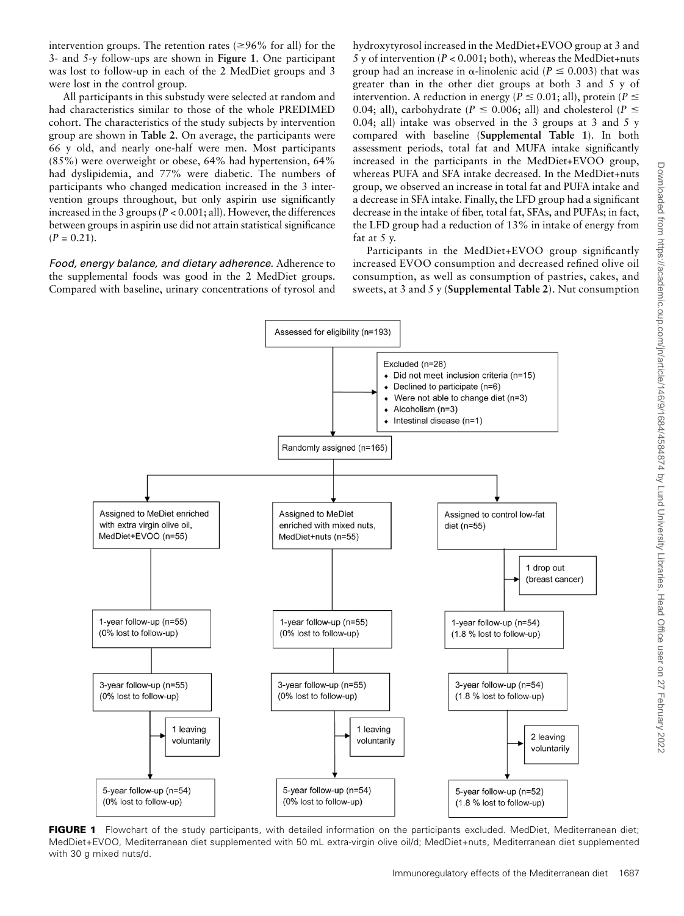intervention groups. The retention rates (≥96% for all) for the 3- and 5-y follow-ups are shown in **Figure 1**. One participant was lost to follow-up in each of the 2 MedDiet groups and 3 were lost in the control group.

All participants in this substudy were selected at random and had characteristics similar to those of the whole PREDIMED cohort. The characteristics of the study subjects by intervention group are shown in **Table 2**. On average, the participants were 66 y old, and nearly one-half were men. Most participants (85%) were overweight or obese, 64% had hypertension, 64% had dyslipidemia, and 77% were diabetic. The numbers of participants who changed medication increased in the 3 intervention groups throughout, but only aspirin use significantly increased in the 3 groups ($P < 0.001$; all). However, the differences between groups in aspirin use did not attain statistical significance ($P = 0.21$).

*Food, energy balance, and dietary adherence.* Adherence to the supplemental foods was good in the 2 MedDiet groups. Compared with baseline, urinary concentrations of tyrosol and hydroxytyrosol increased in the MedDiet+EVOO group at 3 and 5 y of intervention ($P < 0.001$; both), whereas the MedDiet+nuts group had an increase in α-linolenic acid ($P \leq 0.003$) that was greater than in the other diet groups at both 3 and 5 y of intervention. A reduction in energy ($P \leq 0.01$; all), protein ($P \leq 0.04$; all), carbohydrate ($P \leq 0.006$; all) and cholesterol ($P \leq 0.04$; all) intake was observed in the 3 groups at 3 and 5 y compared with baseline (**Supplemental Table 1**). In both assessment periods, total fat and MUFA intake significantly increased in the participants in the MedDiet+EVOO group, whereas PUFA and SFA intake decreased. In the MedDiet+nuts group, we observed an increase in total fat and PUFA intake and a decrease in SFA intake. Finally, the LFD group had a significant decrease in the intake of fiber, total fat, SFAs, and PUFAs; in fact, the LFD group had a reduction of 13% in intake of energy from fat at 5 y.

Participants in the MedDiet+EVOO group significantly increased EVOO consumption and decreased refined olive oil consumption, as well as consumption of pastries, cakes, and sweets, at 3 and 5 y (**Supplemental Table 2**). Nut consumption

Assessed for eligibility (n=193)

Excluded (n=28)
- Did not meet inclusion criteria (n=15)
- Declined to participate (n=6)
- Were not able to change diet (n=3)
- Alcoholism (n=3)
- Intestinal disease (n=1)

Randomly assigned (n=165)

| Assigned to MeDiet enriched with extra virgin olive oil, MedDiet+EVOO (n=55) | Assigned to MeDiet enriched with mixed nuts, MedDiet+nuts (n=55) | Assigned to control low-fat diet (n=55) |
| --- | --- | --- |
| | | 1 drop out (breast cancer) |
| 1-year follow-up (n=55) (0% lost to follow-up) | 1-year follow-up (n=55) (0% lost to follow-up) | 1-year follow-up (n=54) (1.8 % lost to follow-up) |
| 3-year follow-up (n=55) (0% lost to follow-up) | 3-year follow-up (n=55) (0% lost to follow-up) | 3-year follow-up (n=54) (1.8 % lost to follow-up) |
| 1 leaving voluntarily | 1 leaving voluntarily | 2 leaving voluntarily |
| 5-year follow-up (n=54) (0% lost to follow-up) | 5-year follow-up (n=54) (0% lost to follow-up) | 5-year follow-up (n=52) (1.8 % lost to follow-up) |

**FIGURE 1** Flowchart of the study participants, with detailed information on the participants excluded. MedDiet, Mediterranean diet; MedDiet+EVOO, Mediterranean diet supplemented with 50 mL extra-virgin olive oil/d; MedDiet+nuts, Mediterranean diet supplemented with 30 g mixed nuts/d.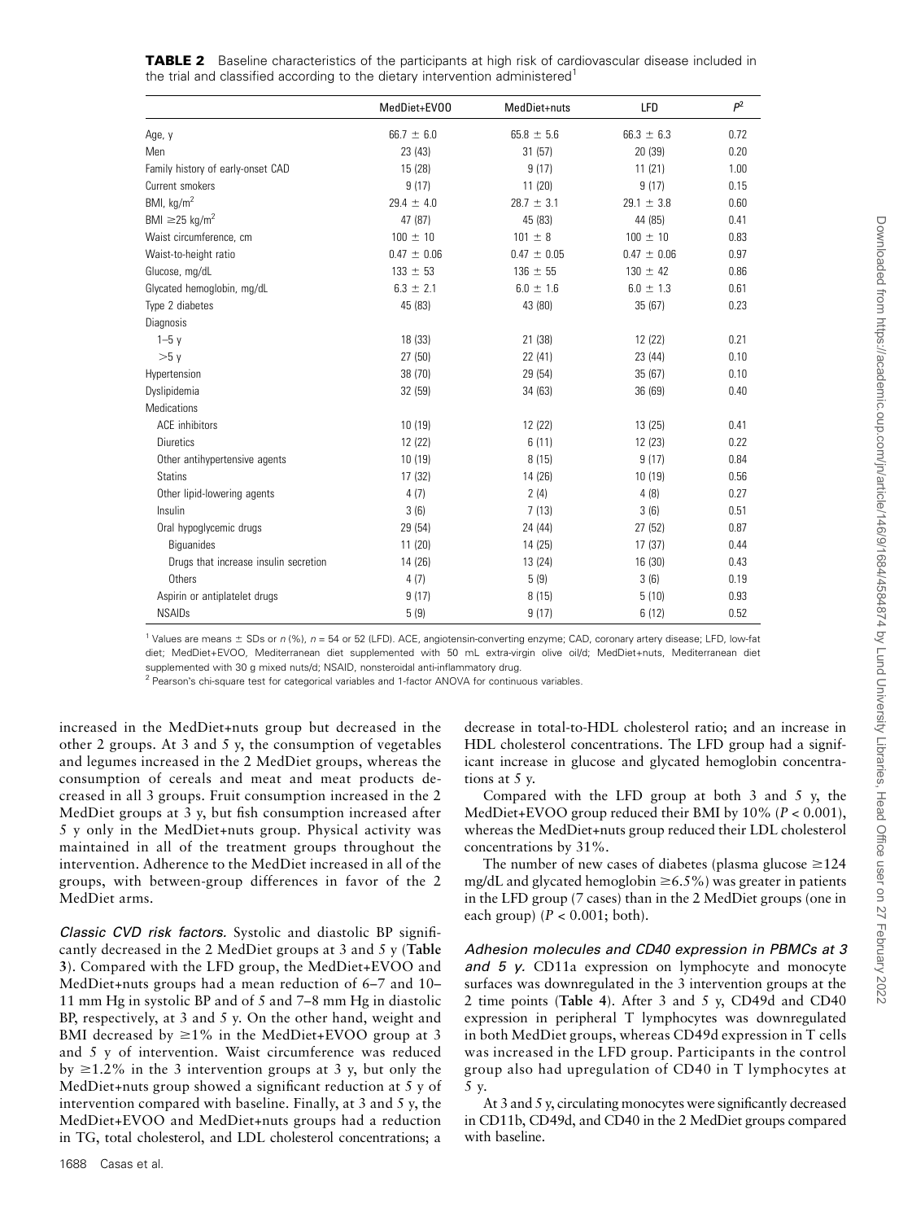**TABLE 2** Baseline characteristics of the participants at high risk of cardiovascular disease included in the trial and classified according to the dietary intervention administered[1]

| | MedDiet+EVOO | MedDiet+nuts | LFD | $P^2$ |
|---|---|---|---|---|
| Age, y | 66.7 ± 6.0 | 65.8 ± 5.6 | 66.3 ± 6.3 | 0.72 |
| Men | 23 (43) | 31 (57) | 20 (39) | 0.20 |
| Family history of early-onset CAD | 15 (28) | 9 (17) | 11 (21) | 1.00 |
| Current smokers | 9 (17) | 11 (20) | 9 (17) | 0.15 |
| BMI, kg/m$^2$ | 29.4 ± 4.0 | 28.7 ± 3.1 | 29.1 ± 3.8 | 0.60 |
| BMI ≥25 kg/m$^2$ | 47 (87) | 45 (83) | 44 (85) | 0.41 |
| Waist circumference, cm | 100 ± 10 | 101 ± 8 | 100 ± 10 | 0.83 |
| Waist-to-height ratio | 0.47 ± 0.06 | 0.47 ± 0.05 | 0.47 ± 0.06 | 0.97 |
| Glucose, mg/dL | 133 ± 53 | 136 ± 55 | 130 ± 42 | 0.86 |
| Glycated hemoglobin, mg/dL | 6.3 ± 2.1 | 6.0 ± 1.6 | 6.0 ± 1.3 | 0.61 |
| Type 2 diabetes | 45 (83) | 43 (80) | 35 (67) | 0.23 |
| Diagnosis | | | | |
| 1–5 y | 18 (33) | 21 (38) | 12 (22) | 0.21 |
| >5 y | 27 (50) | 22 (41) | 23 (44) | 0.10 |
| Hypertension | 38 (70) | 29 (54) | 35 (67) | 0.10 |
| Dyslipidemia | 32 (59) | 34 (63) | 36 (69) | 0.40 |
| Medications | | | | |
| ACE inhibitors | 10 (19) | 12 (22) | 13 (25) | 0.41 |
| Diuretics | 12 (22) | 6 (11) | 12 (23) | 0.22 |
| Other antihypertensive agents | 10 (19) | 8 (15) | 9 (17) | 0.84 |
| Statins | 17 (32) | 14 (26) | 10 (19) | 0.56 |
| Other lipid-lowering agents | 4 (7) | 2 (4) | 4 (8) | 0.27 |
| Insulin | 3 (6) | 7 (13) | 3 (6) | 0.51 |
| Oral hypoglycemic drugs | 29 (54) | 24 (44) | 27 (52) | 0.87 |
| Biguanides | 11 (20) | 14 (25) | 17 (37) | 0.44 |
| Drugs that increase insulin secretion | 14 (26) | 13 (24) | 16 (30) | 0.43 |
| Others | 4 (7) | 5 (9) | 3 (6) | 0.19 |
| Aspirin or antiplatelet drugs | 9 (17) | 8 (15) | 5 (10) | 0.93 |
| NSAIDs | 5 (9) | 9 (17) | 6 (12) | 0.52 |

[1] Values are means ± SDs or n (%), n = 54 or 52 (LFD). ACE, angiotensin-converting enzyme; CAD, coronary artery disease; LFD, low-fat diet; MedDiet+EVOO, Mediterranean diet supplemented with 50 mL extra-virgin olive oil/d; MedDiet+nuts, Mediterranean diet supplemented with 30 g mixed nuts/d; NSAID, nonsteroidal anti-inflammatory drug.

[2] Pearson's chi-square test for categorical variables and 1-factor ANOVA for continuous variables.

increased in the MedDiet+nuts group but decreased in the other 2 groups. At 3 and 5 y, the consumption of vegetables and legumes increased in the 2 MedDiet groups, whereas the consumption of cereals and meat and meat products decreased in all 3 groups. Fruit consumption increased in the 2 MedDiet groups at 3 y, but fish consumption increased after 5 y only in the MedDiet+nuts group. Physical activity was maintained in all of the treatment groups throughout the intervention. Adherence to the MedDiet increased in all of the groups, with between-group differences in favor of the 2 MedDiet arms.

*Classic CVD risk factors.* Systolic and diastolic BP significantly decreased in the 2 MedDiet groups at 3 and 5 y (**Table 3**). Compared with the LFD group, the MedDiet+EVOO and MedDiet+nuts groups had a mean reduction of 6–7 and 10–11 mm Hg in systolic BP and of 5 and 7–8 mm Hg in diastolic BP, respectively, at 3 and 5 y. On the other hand, weight and BMI decreased by ≥1% in the MedDiet+EVOO group at 3 and 5 y of intervention. Waist circumference was reduced by ≥1.2% in the 3 intervention groups at 3 y, but only the MedDiet+nuts group showed a significant reduction at 5 y of intervention compared with baseline. Finally, at 3 and 5 y, the MedDiet+EVOO and MedDiet+nuts groups had a reduction in TG, total cholesterol, and LDL cholesterol concentrations; a decrease in total-to-HDL cholesterol ratio; and an increase in HDL cholesterol concentrations. The LFD group had a significant increase in glucose and glycated hemoglobin concentrations at 5 y.

Compared with the LFD group at both 3 and 5 y, the MedDiet+EVOO group reduced their BMI by 10% ($P < 0.001$), whereas the MedDiet+nuts group reduced their LDL cholesterol concentrations by 31%.

The number of new cases of diabetes (plasma glucose ≥124 mg/dL and glycated hemoglobin ≥6.5%) was greater in patients in the LFD group (7 cases) than in the 2 MedDiet groups (one in each group) ($P < 0.001$; both).

*Adhesion molecules and CD40 expression in PBMCs at 3 and 5 y.* CD11a expression on lymphocyte and monocyte surfaces was downregulated in the 3 intervention groups at the 2 time points (**Table 4**). After 3 and 5 y, CD49d and CD40 expression in peripheral T lymphocytes was downregulated in both MedDiet groups, whereas CD49d expression in T cells was increased in the LFD group. Participants in the control group also had upregulation of CD40 in T lymphocytes at 5 y.

At 3 and 5 y, circulating monocytes were significantly decreased in CD11b, CD49d, and CD40 in the 2 MedDiet groups compared with baseline.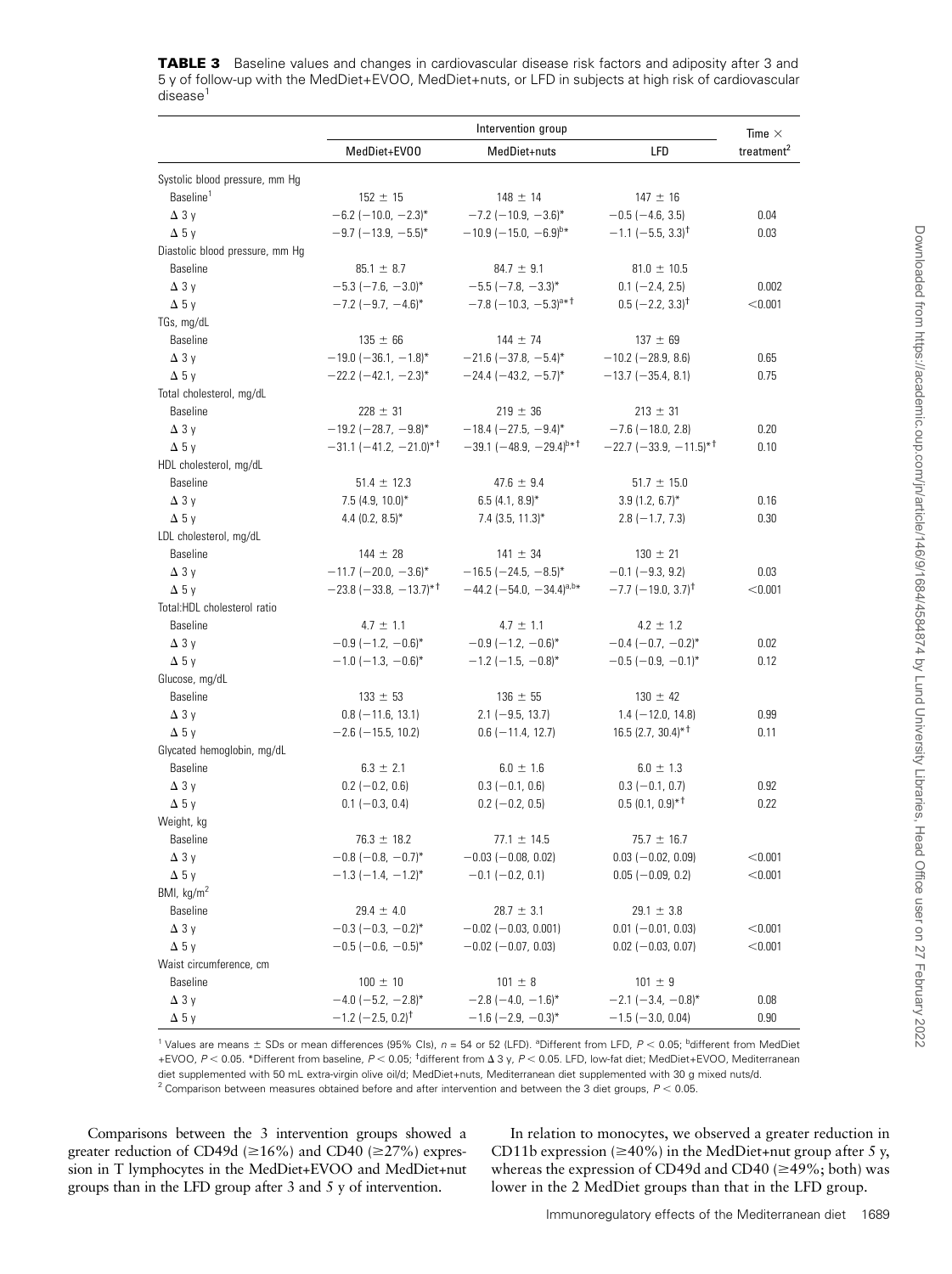**TABLE 3** Baseline values and changes in cardiovascular disease risk factors and adiposity after 3 and 5 y of follow-up with the MedDiet+EVOO, MedDiet+nuts, or LFD in subjects at high risk of cardiovascular disease[1]

| | Intervention group | | | Time × treatment[2] |
|---|---|---|---|---|
| | MedDiet+EVOO | MedDiet+nuts | LFD | |
| Systolic blood pressure, mm Hg | | | | |
| Baseline[1] | 152 ± 15 | 148 ± 14 | 147 ± 16 | |
| Δ 3 y | −6.2 (−10.0, −2.3)* | −7.2 (−10.9, −3.6)* | −0.5 (−4.6, 3.5) | 0.04 |
| Δ 5 y | −9.7 (−13.9, −5.5)* | −10.9 (−15.0, −6.9)[b]* | −1.1 (−5.5, 3.3)[†] | 0.03 |
| Diastolic blood pressure, mm Hg | | | | |
| Baseline | 85.1 ± 8.7 | 84.7 ± 9.1 | 81.0 ± 10.5 | |
| Δ 3 y | −5.3 (−7.6, −3.0)* | −5.5 (−7.8, −3.3)* | 0.1 (−2.4, 2.5) | 0.002 |
| Δ 5 y | −7.2 (−9.7, −4.6)* | −7.8 (−10.3, −5.3)[a]*[†] | 0.5 (−2.2, 3.3)[†] | <0.001 |
| TGs, mg/dL | | | | |
| Baseline | 135 ± 66 | 144 ± 74 | 137 ± 69 | |
| Δ 3 y | −19.0 (−36.1, −1.8)* | −21.6 (−37.8, −5.4)* | −10.2 (−28.9, 8.6) | 0.65 |
| Δ 5 y | −22.2 (−42.1, −2.3)* | −24.4 (−43.2, −5.7)* | −13.7 (−35.4, 8.1) | 0.75 |
| Total cholesterol, mg/dL | | | | |
| Baseline | 228 ± 31 | 219 ± 36 | 213 ± 31 | |
| Δ 3 y | −19.2 (−28.7, −9.8)* | −18.4 (−27.5, −9.4)* | −7.6 (−18.0, 2.8) | 0.20 |
| Δ 5 y | −31.1 (−41.2, −21.0)*[†] | −39.1 (−48.9, −29.4)[b]*[†] | −22.7 (−33.9, −11.5)*[†] | 0.10 |
| HDL cholesterol, mg/dL | | | | |
| Baseline | 51.4 ± 12.3 | 47.6 ± 9.4 | 51.7 ± 15.0 | |
| Δ 3 y | 7.5 (4.9, 10.0)* | 6.5 (4.1, 8.9)* | 3.9 (1.2, 6.7)* | 0.16 |
| Δ 5 y | 4.4 (0.2, 8.5)* | 7.4 (3.5, 11.3)* | 2.8 (−1.7, 7.3) | 0.30 |
| LDL cholesterol, mg/dL | | | | |
| Baseline | 144 ± 28 | 141 ± 34 | 130 ± 21 | |
| Δ 3 y | −11.7 (−20.0, −3.6)* | −16.5 (−24.5, −8.5)* | −0.1 (−9.3, 9.2) | 0.03 |
| Δ 5 y | −23.8 (−33.8, −13.7)*[†] | −44.2 (−54.0, −34.4)[a,b]* | −7.7 (−19.0, 3.7)[†] | <0.001 |
| Total:HDL cholesterol ratio | | | | |
| Baseline | 4.7 ± 1.1 | 4.7 ± 1.1 | 4.2 ± 1.2 | |
| Δ 3 y | −0.9 (−1.2, −0.6)* | −0.9 (−1.2, −0.6)* | −0.4 (−0.7, −0.2)* | 0.02 |
| Δ 5 y | −1.0 (−1.3, −0.6)* | −1.2 (−1.5, −0.8)* | −0.5 (−0.9, −0.1)* | 0.12 |
| Glucose, mg/dL | | | | |
| Baseline | 133 ± 53 | 136 ± 55 | 130 ± 42 | |
| Δ 3 y | 0.8 (−11.6, 13.1) | 2.1 (−9.5, 13.7) | 1.4 (−12.0, 14.8) | 0.99 |
| Δ 5 y | −2.6 (−15.5, 10.2) | 0.6 (−11.4, 12.7) | 16.5 (2.7, 30.4)*[†] | 0.11 |
| Glycated hemoglobin, mg/dL | | | | |
| Baseline | 6.3 ± 2.1 | 6.0 ± 1.6 | 6.0 ± 1.3 | |
| Δ 3 y | 0.2 (−0.2, 0.6) | 0.3 (−0.1, 0.6) | 0.3 (−0.1, 0.7) | 0.92 |
| Δ 5 y | 0.1 (−0.3, 0.4) | 0.2 (−0.2, 0.5) | 0.5 (0.1, 0.9)*[†] | 0.22 |
| Weight, kg | | | | |
| Baseline | 76.3 ± 18.2 | 77.1 ± 14.5 | 75.7 ± 16.7 | |
| Δ 3 y | −0.8 (−0.8, −0.7)* | −0.03 (−0.08, 0.02) | 0.03 (−0.02, 0.09) | <0.001 |
| Δ 5 y | −1.3 (−1.4, −1.2)* | −0.1 (−0.2, 0.1) | 0.05 (−0.09, 0.2) | <0.001 |
| BMI, kg/m$^2$ | | | | |
| Baseline | 29.4 ± 4.0 | 28.7 ± 3.1 | 29.1 ± 3.8 | |
| Δ 3 y | −0.3 (−0.3, −0.2)* | −0.02 (−0.03, 0.001) | 0.01 (−0.01, 0.03) | <0.001 |
| Δ 5 y | −0.5 (−0.6, −0.5)* | −0.02 (−0.07, 0.03) | 0.02 (−0.03, 0.07) | <0.001 |
| Waist circumference, cm | | | | |
| Baseline | 100 ± 10 | 101 ± 8 | 101 ± 9 | |
| Δ 3 y | −4.0 (−5.2, −2.8)* | −2.8 (−4.0, −1.6)* | −2.1 (−3.4, −0.8)* | 0.08 |
| Δ 5 y | −1.2 (−2.5, 0.2)[†] | −1.6 (−2.9, −0.3)* | −1.5 (−3.0, 0.04) | 0.90 |

[1] Values are means ± SDs or mean differences (95% CIs), $n$ = 54 or 52 (LFD). [a]Different from LFD, $P < 0.05$; [b]different from MedDiet+EVOO, $P < 0.05$. *Different from baseline, $P < 0.05$; [†]different from Δ 3 y, $P < 0.05$. LFD, low-fat diet; MedDiet+EVOO, Mediterranean diet supplemented with 50 mL extra-virgin olive oil/d; MedDiet+nuts, Mediterranean diet supplemented with 30 g mixed nuts/d.
[2] Comparison between measures obtained before and after intervention and between the 3 diet groups, $P < 0.05$.

Comparisons between the 3 intervention groups showed a greater reduction of CD49d (≥16%) and CD40 (≥27%) expression in T lymphocytes in the MedDiet+EVOO and MedDiet+nut groups than in the LFD group after 3 and 5 y of intervention.

In relation to monocytes, we observed a greater reduction in CD11b expression (≥40%) in the MedDiet+nut group after 5 y, whereas the expression of CD49d and CD40 (≥49%; both) was lower in the 2 MedDiet groups than that in the LFD group.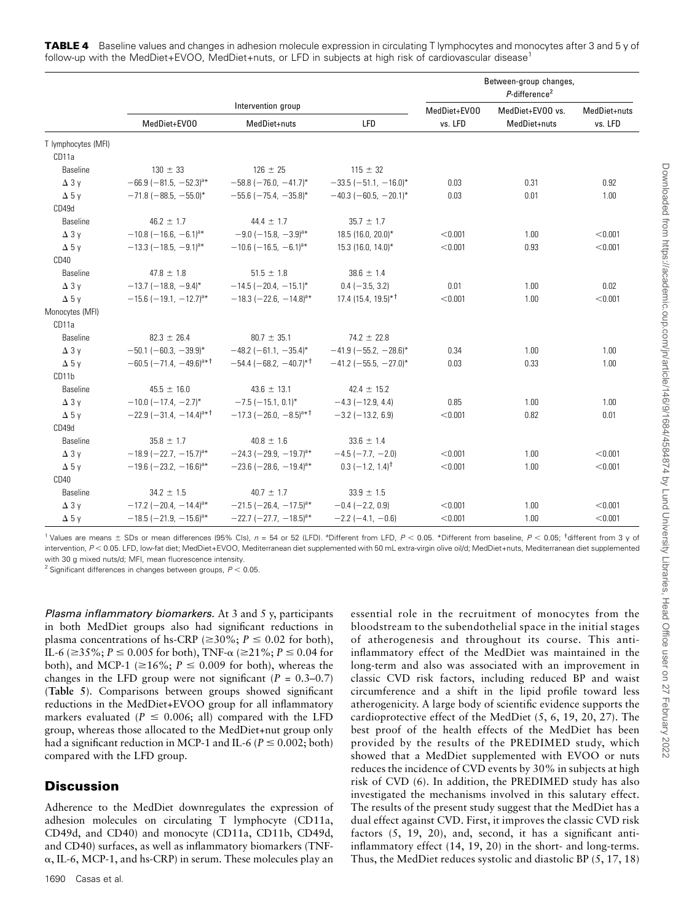**TABLE 4** Baseline values and changes in adhesion molecule expression in circulating T lymphocytes and monocytes after 3 and 5 y of follow-up with the MedDiet+EVOO, MedDiet+nuts, or LFD in subjects at high risk of cardiovascular disease[1]

| | Intervention group | | | Between-group changes, P-difference[2] | | |
|---|---|---|---|---|---|---|
| | MedDiet+EVOO | MedDiet+nuts | LFD | MedDiet+EVOO vs. LFD | MedDiet+EVOO vs. MedDiet+nuts | MedDiet+nuts vs. LFD |
| T lymphocytes (MFI) | | | | | | |
| CD11a | | | | | | |
| Baseline | 130 ± 33 | 126 ± 25 | 115 ± 32 | | | |
| Δ 3 y | −66.9 (−81.5, −52.3)[a]* | −58.8 (−76.0, −41.7)* | −33.5 (−51.1, −16.0)* | 0.03 | 0.31 | 0.92 |
| Δ 5 y | −71.8 (−88.5, −55.0)* | −55.6 (−75.4, −35.8)* | −40.3 (−60.5, −20.1)* | 0.03 | 0.01 | 1.00 |
| CD49d | | | | | | |
| Baseline | 46.2 ± 1.7 | 44.4 ± 1.7 | 35.7 ± 1.7 | | | |
| Δ 3 y | −10.8 (−16.6, −6.1)[a]* | −9.0 (−15.8, −3.9)[a]* | 18.5 (16.0, 20.0)* | <0.001 | 1.00 | <0.001 |
| Δ 5 y | −13.3 (−18.5, −9.1)[a]* | −10.6 (−16.5, −6.1)[a]* | 15.3 (16.0, 14.0)* | <0.001 | 0.93 | <0.001 |
| CD40 | | | | | | |
| Baseline | 47.8 ± 1.8 | 51.5 ± 1.8 | 38.6 ± 1.4 | | | |
| Δ 3 y | −13.7 (−18.8, −9.4)* | −14.5 (−20.4, −15.1)* | 0.4 (−3.5, 3.2) | 0.01 | 1.00 | 0.02 |
| Δ 5 y | −15.6 (−19.1, −12.7)[a]* | −18.3 (−22.6, −14.8)[a]* | 17.4 (15.4, 19.5)*† | <0.001 | 1.00 | <0.001 |
| Monocytes (MFI) | | | | | | |
| CD11a | | | | | | |
| Baseline | 82.3 ± 26.4 | 80.7 ± 35.1 | 74.2 ± 22.8 | | | |
| Δ 3 y | −50.1 (−60.3, −39.9)* | −48.2 (−61.1, −35.4)* | −41.9 (−55.2, −28.6)* | 0.34 | 1.00 | 1.00 |
| Δ 5 y | −60.5 (−71.4, −49.6)[a]*† | −54.4 (−68.2, −40.7)*† | −41.2 (−55.5, −27.0)* | 0.03 | 0.33 | 1.00 |
| CD11b | | | | | | |
| Baseline | 45.5 ± 16.0 | 43.6 ± 13.1 | 42.4 ± 15.2 | | | |
| Δ 3 y | −10.0 (−17.4, −2.7)* | −7.5 (−15.1, 0.1)* | −4.3 (−12.9, 4.4) | 0.85 | 1.00 | 1.00 |
| Δ 5 y | −22.9 (−31.4, −14.4)[a]*† | −17.3 (−26.0, −8.5)[a]*† | −3.2 (−13.2, 6.9) | <0.001 | 0.82 | 0.01 |
| CD49d | | | | | | |
| Baseline | 35.8 ± 1.7 | 40.8 ± 1.6 | 33.6 ± 1.4 | | | |
| Δ 3 y | −18.9 (−22.7, −15.7)[a]* | −24.3 (−29.9, −19.7)[a]* | −4.5 (−7.7, −2.0) | <0.001 | 1.00 | <0.001 |
| Δ 5 y | −19.6 (−23.2, −16.6)[a]* | −23.6 (−28.6, −19.4)[a]* | 0.3 (−1.2, 1.4)† | <0.001 | 1.00 | <0.001 |
| CD40 | | | | | | |
| Baseline | 34.2 ± 1.5 | 40.7 ± 1.7 | 33.9 ± 1.5 | | | |
| Δ 3 y | −17.2 (−20.4, −14.4)[a]* | −21.5 (−26.4, −17.5)[a]* | −0.4 (−2.2, 0.9) | <0.001 | 1.00 | <0.001 |
| Δ 5 y | −18.5 (−21.9, −15.6)[a]* | −22.7 (−27.7, −18.5)[a]* | −2.2 (−4.1, −0.6) | <0.001 | 1.00 | <0.001 |

[1] Values are means ± SDs or mean differences (95% CIs), n = 54 or 52 (LFD). [a]Different from LFD, $P < 0.05$. *Different from baseline, $P < 0.05$; †different from 3 y of intervention, $P < 0.05$. LFD, low-fat diet; MedDiet+EVOO, Mediterranean diet supplemented with 50 mL extra-virgin olive oil/d; MedDiet+nuts, Mediterranean diet supplemented with 30 g mixed nuts/d; MFI, mean fluorescence intensity.

[2] Significant differences in changes between groups, $P < 0.05$.

*Plasma inflammatory biomarkers.* At 3 and 5 y, participants in both MedDiet groups also had significant reductions in plasma concentrations of hs-CRP (≥30%; $P \leq 0.02$ for both), IL-6 (≥35%; $P \leq 0.005$ for both), TNF-α (≥21%; $P \leq 0.04$ for both), and MCP-1 (≥16%; $P \leq 0.009$ for both), whereas the changes in the LFD group were not significant ($P = 0.3$–$0.7$) (**Table 5**). Comparisons between groups showed significant reductions in the MedDiet+EVOO group for all inflammatory markers evaluated ($P \leq 0.006$; all) compared with the LFD group, whereas those allocated to the MedDiet+nut group only had a significant reduction in MCP-1 and IL-6 ($P \leq 0.002$; both) compared with the LFD group.

## Discussion

Adherence to the MedDiet downregulates the expression of adhesion molecules on circulating T lymphocyte (CD11a, CD49d, and CD40) and monocyte (CD11a, CD11b, CD49d, and CD40) surfaces, as well as inflammatory biomarkers (TNF-α, IL-6, MCP-1, and hs-CRP) in serum. These molecules play an essential role in the recruitment of monocytes from the bloodstream to the subendothelial space in the initial stages of atherogenesis and throughout its course. This anti-inflammatory effect of the MedDiet was maintained in the long-term and also was associated with an improvement in classic CVD risk factors, including reduced BP and waist circumference and a shift in the lipid profile toward less atherogenicity. A large body of scientific evidence supports the cardioprotective effect of the MedDiet (5, 6, 19, 20, 27). The best proof of the health effects of the MedDiet has been provided by the results of the PREDIMED study, which showed that a MedDiet supplemented with EVOO or nuts reduces the incidence of CVD events by 30% in subjects at high risk of CVD (6). In addition, the PREDIMED study has also investigated the mechanisms involved in this salutary effect. The results of the present study suggest that the MedDiet has a dual effect against CVD. First, it improves the classic CVD risk factors (5, 19, 20), and, second, it has a significant anti-inflammatory effect (14, 19, 20) in the short- and long-terms. Thus, the MedDiet reduces systolic and diastolic BP (5, 17, 18)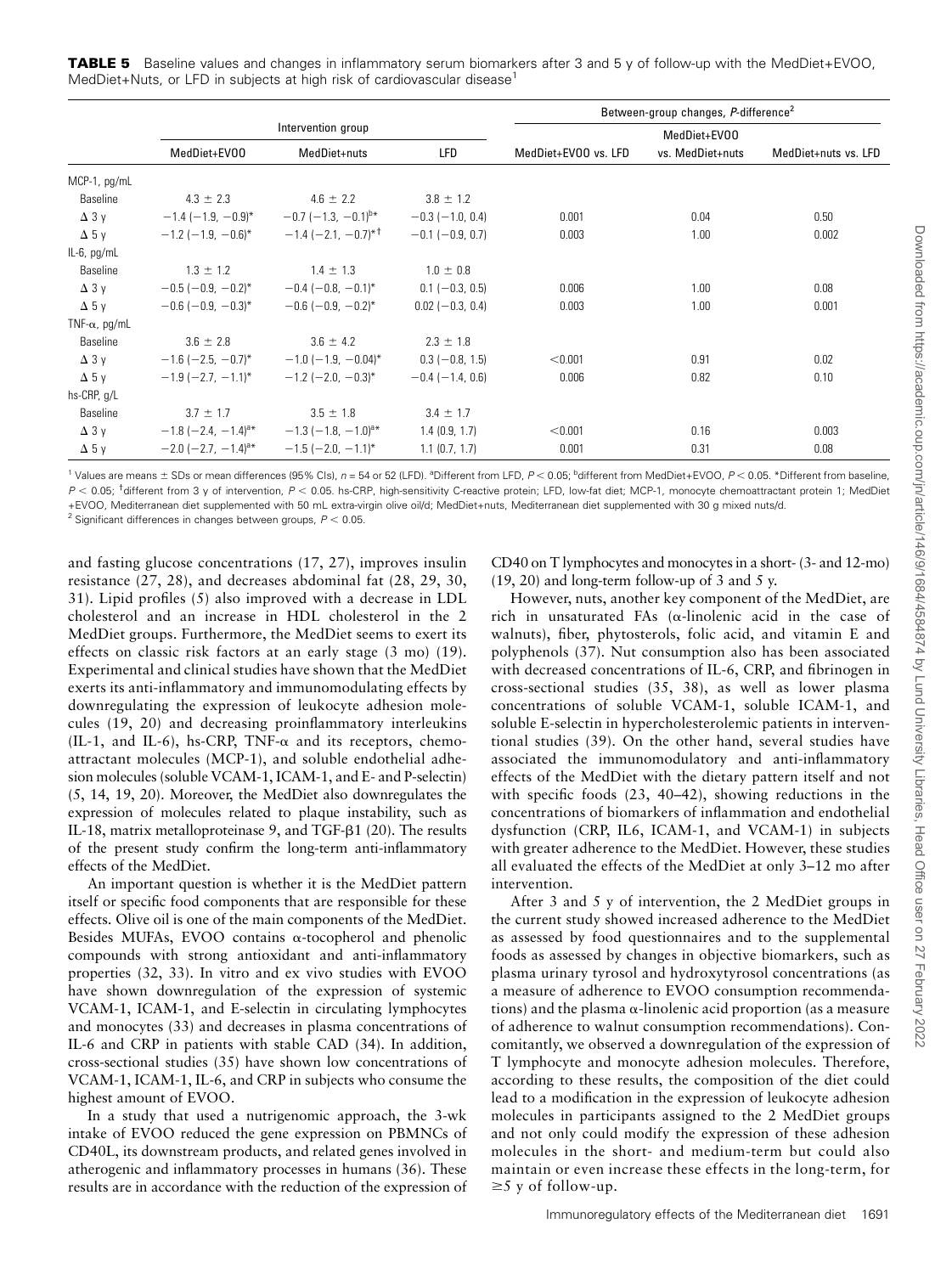**TABLE 5** Baseline values and changes in inflammatory serum biomarkers after 3 and 5 y of follow-up with the MedDiet+EVOO, MedDiet+Nuts, or LFD in subjects at high risk of cardiovascular disease[1]

| | Intervention group | | | Between-group changes, P-difference[2] | | |
|---|---|---|---|---|---|---|
| | MedDiet+EVOO | MedDiet+nuts | LFD | MedDiet+EVOO vs. LFD | MedDiet+EVOO vs. MedDiet+nuts | MedDiet+nuts vs. LFD |
| MCP-1, pg/mL | | | | | | |
| Baseline | 4.3 ± 2.3 | 4.6 ± 2.2 | 3.8 ± 1.2 | | | |
| Δ 3 y | −1.4 (−1.9, −0.9)* | −0.7 (−1.3, −0.1)[b]* | −0.3 (−1.0, 0.4) | 0.001 | 0.04 | 0.50 |
| Δ 5 y | −1.2 (−1.9, −0.6)* | −1.4 (−2.1, −0.7)*† | −0.1 (−0.9, 0.7) | 0.003 | 1.00 | 0.002 |
| IL-6, pg/mL | | | | | | |
| Baseline | 1.3 ± 1.2 | 1.4 ± 1.3 | 1.0 ± 0.8 | | | |
| Δ 3 y | −0.5 (−0.9, −0.2)* | −0.4 (−0.8, −0.1)* | 0.1 (−0.3, 0.5) | 0.006 | 1.00 | 0.08 |
| Δ 5 y | −0.6 (−0.9, −0.3)* | −0.6 (−0.9, −0.2)* | 0.02 (−0.3, 0.4) | 0.003 | 1.00 | 0.001 |
| TNF-α, pg/mL | | | | | | |
| Baseline | 3.6 ± 2.8 | 3.6 ± 4.2 | 2.3 ± 1.8 | | | |
| Δ 3 y | −1.6 (−2.5, −0.7)* | −1.0 (−1.9, −0.04)* | 0.3 (−0.8, 1.5) | <0.001 | 0.91 | 0.02 |
| Δ 5 y | −1.9 (−2.7, −1.1)* | −1.2 (−2.0, −0.3)* | −0.4 (−1.4, 0.6) | 0.006 | 0.82 | 0.10 |
| hs-CRP, g/L | | | | | | |
| Baseline | 3.7 ± 1.7 | 3.5 ± 1.8 | 3.4 ± 1.7 | | | |
| Δ 3 y | −1.8 (−2.4, −1.4)[a]* | −1.3 (−1.8, −1.0)[a]* | 1.4 (0.9, 1.7) | <0.001 | 0.16 | 0.003 |
| Δ 5 y | −2.0 (−2.7, −1.4)[a]* | −1.5 (−2.0, −1.1)* | 1.1 (0.7, 1.7) | 0.001 | 0.31 | 0.08 |

[1] Values are means ± SDs or mean differences (95% CIs), $n$ = 54 or 52 (LFD). [a]Different from LFD, $P < 0.05$; [b]different from MedDiet+EVOO, $P < 0.05$. *Different from baseline, $P < 0.05$; †different from 3 y of intervention, $P < 0.05$. hs-CRP, high-sensitivity C-reactive protein; LFD, low-fat diet; MCP-1, monocyte chemoattractant protein 1; MedDiet+EVOO, Mediterranean diet supplemented with 50 mL extra-virgin olive oil/d; MedDiet+nuts, Mediterranean diet supplemented with 30 g mixed nuts/d.

[2] Significant differences in changes between groups, $P < 0.05$.

and fasting glucose concentrations (17, 27), improves insulin resistance (27, 28), and decreases abdominal fat (28, 29, 30, 31). Lipid profiles (5) also improved with a decrease in LDL cholesterol and an increase in HDL cholesterol in the 2 MedDiet groups. Furthermore, the MedDiet seems to exert its effects on classic risk factors at an early stage (3 mo) (19). Experimental and clinical studies have shown that the MedDiet exerts its anti-inflammatory and immunomodulating effects by downregulating the expression of leukocyte adhesion molecules (19, 20) and decreasing proinflammatory interleukins (IL-1, and IL-6), hs-CRP, TNF-α and its receptors, chemoattractant molecules (MCP-1), and soluble endothelial adhesion molecules (soluble VCAM-1, ICAM-1, and E- and P-selectin) (5, 14, 19, 20). Moreover, the MedDiet also downregulates the expression of molecules related to plaque instability, such as IL-18, matrix metalloproteinase 9, and TGF-β1 (20). The results of the present study confirm the long-term anti-inflammatory effects of the MedDiet.

An important question is whether it is the MedDiet pattern itself or specific food components that are responsible for these effects. Olive oil is one of the main components of the MedDiet. Besides MUFAs, EVOO contains α-tocopherol and phenolic compounds with strong antioxidant and anti-inflammatory properties (32, 33). In vitro and ex vivo studies with EVOO have shown downregulation of the expression of systemic VCAM-1, ICAM-1, and E-selectin in circulating lymphocytes and monocytes (33) and decreases in plasma concentrations of IL-6 and CRP in patients with stable CAD (34). In addition, cross-sectional studies (35) have shown low concentrations of VCAM-1, ICAM-1, IL-6, and CRP in subjects who consume the highest amount of EVOO.

In a study that used a nutrigenomic approach, the 3-wk intake of EVOO reduced the gene expression on PBMNCs of CD40L, its downstream products, and related genes involved in atherogenic and inflammatory processes in humans (36). These results are in accordance with the reduction of the expression of CD40 on T lymphocytes and monocytes in a short- (3- and 12-mo) (19, 20) and long-term follow-up of 3 and 5 y.

However, nuts, another key component of the MedDiet, are rich in unsaturated FAs (α-linolenic acid in the case of walnuts), fiber, phytosterols, folic acid, and vitamin E and polyphenols (37). Nut consumption also has been associated with decreased concentrations of IL-6, CRP, and fibrinogen in cross-sectional studies (35, 38), as well as lower plasma concentrations of soluble VCAM-1, soluble ICAM-1, and soluble E-selectin in hypercholesterolemic patients in interventional studies (39). On the other hand, several studies have associated the immunomodulatory and anti-inflammatory effects of the MedDiet with the dietary pattern itself and not with specific foods (23, 40–42), showing reductions in the concentrations of biomarkers of inflammation and endothelial dysfunction (CRP, IL6, ICAM-1, and VCAM-1) in subjects with greater adherence to the MedDiet. However, these studies all evaluated the effects of the MedDiet at only 3–12 mo after intervention.

After 3 and 5 y of intervention, the 2 MedDiet groups in the current study showed increased adherence to the MedDiet as assessed by food questionnaires and to the supplemental foods as assessed by changes in objective biomarkers, such as plasma urinary tyrosol and hydroxytyrosol concentrations (as a measure of adherence to EVOO consumption recommendations) and the plasma α-linolenic acid proportion (as a measure of adherence to walnut consumption recommendations). Concomitantly, we observed a downregulation of the expression of T lymphocyte and monocyte adhesion molecules. Therefore, according to these results, the composition of the diet could lead to a modification in the expression of leukocyte adhesion molecules in participants assigned to the 2 MedDiet groups and not only could modify the expression of these adhesion molecules in the short- and medium-term but could also maintain or even increase these effects in the long-term, for ≥5 y of follow-up.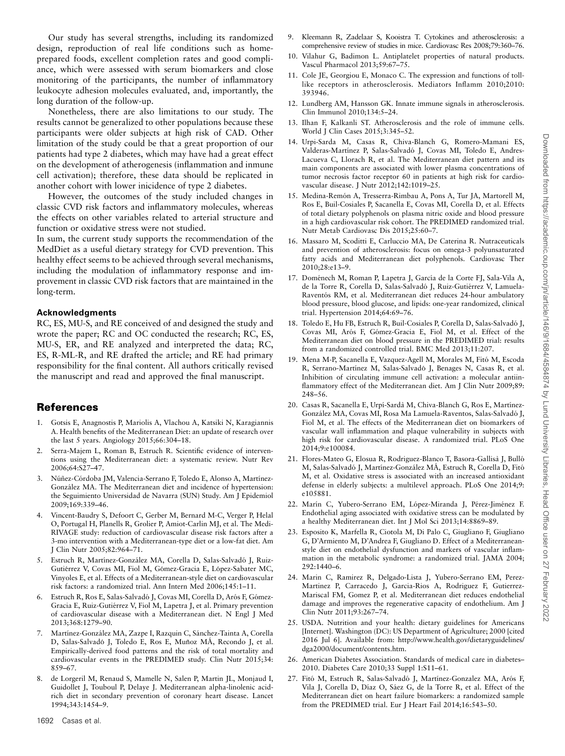Our study has several strengths, including its randomized design, reproduction of real life conditions such as home-prepared foods, excellent completion rates and good compliance, which were assessed with serum biomarkers and close monitoring of the participants, the number of inflammatory leukocyte adhesion molecules evaluated, and, importantly, the long duration of the follow-up.

Nonetheless, there are also limitations to our study. The results cannot be generalized to other populations because these participants were older subjects at high risk of CAD. Other limitation of the study could be that a great proportion of our patients had type 2 diabetes, which may have had a great effect on the development of atherogenesis (inflammation and inmune cell activation); therefore, these data should be replicated in another cohort with lower inicidence of type 2 diabetes.

However, the outcomes of the study included changes in classic CVD risk factors and inflammatory molecules, whereas the effects on other variables related to arterial structure and function or oxidative stress were not studied.

In sum, the current study supports the recommendation of the MedDiet as a useful dietary strategy for CVD prevention. This healthy effect seems to be achieved through several mechanisms, including the modulation of inflammatory response and improvement in classic CVD risk factors that are maintained in the long-term.

### Acknowledgments

RC, ES, MU-S, and RE conceived of and designed the study and wrote the paper; RC and OC conducted the research; RC, ES, MU-S, ER, and RE analyzed and interpreted the data; RC, ES, R-ML-R, and RE drafted the article; and RE had primary responsibility for the final content. All authors critically revised the manuscript and read and approved the final manuscript.

## References

1. Gotsis E, Anagnostis P, Mariolis A, Vlachou A, Katsiki N, Karagiannis A. Health benefits of the Mediterranean Diet: an update of research over the last 5 years. Angiology 2015;66:304–18.
2. Serra-Majem L, Roman B, Estruch R. Scientific evidence of interventions using the Mediterranean diet: a systematic review. Nutr Rev 2006;64:S27–47.
3. Núñez-Córdoba JM, Valencia-Serrano F, Toledo E, Alonso A, Martínez-González MA. The Mediterranean diet and incidence of hypertension: the Seguimiento Universidad de Navarra (SUN) Study. Am J Epidemiol 2009;169:339–46.
4. Vincent-Baudry S, Defoort C, Gerber M, Bernard M-C, Verger P, Helal O, Portugal H, Planells R, Grolier P, Amiot-Carlin MJ, et al. The Medi-RIVAGE study: reduction of cardiovascular disease risk factors after a 3-mo intervention with a Mediterranean-type diet or a low-fat diet. Am J Clin Nutr 2005;82:964–71.
5. Estruch R, Martínez-González MA, Corella D, Salas-Salvadó J, Ruiz-Gutiérrez V, Covas MI, Fiol M, Gómez-Gracia E, López-Sabater MC, Vinyoles E, et al. Effects of a Mediterranean-style diet on cardiovascular risk factors: a randomized trial. Ann Intern Med 2006;145:1–11.
6. Estruch R, Ros E, Salas-Salvadó J, Covas MI, Corella D, Arós F, Gómez-Gracia E, Ruiz-Gutiérrez V, Fiol M, Lapetra J, et al. Primary prevention of cardiovascular disease with a Mediterranean diet. N Engl J Med 2013;368:1279–90.
7. Martínez-González MA, Zazpe I, Razquin C, Sánchez-Tainta A, Corella D, Salas-Salvadó J, Toledo E, Ros E, Muñoz MÁ, Recondo J, et al. Empirically-derived food patterns and the risk of total mortality and cardiovascular events in the PREDIMED study. Clin Nutr 2015;34: 859–67.
8. de Lorgeril M, Renaud S, Mamelle N, Salen P, Martin JL, Monjaud I, Guidollet J, Touboul P, Delaye J. Mediterranean alpha-linolenic acid-rich diet in secondary prevention of coronary heart disease. Lancet 1994;343:1454–9.
9. Kleemann R, Zadelaar S, Kooistra T. Cytokines and atherosclerosis: a comprehensive review of studies in mice. Cardiovasc Res 2008;79:360–76.
10. Vilahur G, Badimon L. Antiplatelet properties of natural products. Vascul Pharmacol 2013;59:67–75.
11. Cole JE, Georgiou E, Monaco C. The expression and functions of toll-like receptors in atherosclerosis. Mediators Inflamm 2010;2010: 393946.
12. Lundberg AM, Hansson GK. Innate immune signals in atherosclerosis. Clin Immunol 2010;134:5–24.
13. Ilhan F, Kalkanli ST. Atherosclerosis and the role of immune cells. World J Clin Cases 2015;3:345–52.
14. Urpi-Sarda M, Casas R, Chiva-Blanch G, Romero-Mamani ES, Valderas-Martínez P, Salas-Salvadó J, Covas MI, Toledo E, Andres-Lacueva C, Llorach R, et al. The Mediterranean diet pattern and its main components are associated with lower plasma concentrations of tumor necrosis factor receptor 60 in patients at high risk for cardiovascular disease. J Nutr 2012;142:1019–25.
15. Medina-Remón A, Tresserra-Rimbau A, Pons A, Tur JA, Martorell M, Ros E, Buil-Cosiales P, Sacanella E, Covas MI, Corella D, et al. Effects of total dietary polyphenols on plasma nitric oxide and blood pressure in a high cardiovascular risk cohort. The PREDIMED randomized trial. Nutr Metab Cardiovasc Dis 2015;25:60–7.
16. Massaro M, Scoditti E, Carluccio MA, De Caterina R. Nutraceuticals and prevention of atherosclerosis: focus on omega-3 polyunsaturated fatty acids and Mediterranean diet polyphenols. Cardiovasc Ther 2010;28:e13–9.
17. Doménech M, Roman P, Lapetra J, García de la Corte FJ, Sala-Vila A, de la Torre R, Corella D, Salas-Salvadó J, Ruiz-Gutiérrez V, Lamuela-Raventós RM, et al. Mediterranean diet reduces 24-hour ambulatory blood pressure, blood glucose, and lipids: one-year randomized, clinical trial. Hypertension 2014;64:69–76.
18. Toledo E, Hu FB, Estruch R, Buil-Cosiales P, Corella D, Salas-Salvadó J, Covas MI, Arós F, Gómez-Gracia E, Fiol M, et al. Effect of the Mediterranean diet on blood pressure in the PREDIMED trial: results from a randomized controlled trial. BMC Med 2013;11:207.
19. Mena M-P, Sacanella E, Vazquez-Agell M, Morales M, Fitó M, Escoda R, Serrano-Martínez M, Salas-Salvadó J, Benages N, Casas R, et al. Inhibition of circulating immune cell activation: a molecular antiinflammatory effect of the Mediterranean diet. Am J Clin Nutr 2009;89: 248–56.
20. Casas R, Sacanella E, Urpí-Sardà M, Chiva-Blanch G, Ros E, Martínez-González MA, Covas MI, Rosa Ma Lamuela-Raventos, Salas-Salvadó J, Fiol M, et al. The effects of the Mediterranean diet on biomarkers of vascular wall inflammation and plaque vulnerability in subjects with high risk for cardiovascular disease. A randomized trial. PLoS One 2014;9:e100084.
21. Flores-Mateo G, Elosua R, Rodriguez-Blanco T, Basora-Gallisà J, Bulló M, Salas-Salvadó J, Martínez-González MÁ, Estruch R, Corella D, Fitó M, et al. Oxidative stress is associated with an increased antioxidant defense in elderly subjects: a multilevel approach. PLoS One 2014;9: e105881.
22. Marín C, Yubero-Serrano EM, López-Miranda J, Pérez-Jiménez F. Endothelial aging associated with oxidative stress can be modulated by a healthy Mediterranean diet. Int J Mol Sci 2013;14:8869–89.
23. Esposito K, Marfella R, Ciotola M, Di Palo C, Giugliano F, Giugliano G, D'Armiento M, D'Andrea F, Giugliano D. Effect of a Mediterranean-style diet on endothelial dysfunction and markers of vascular inflammation in the metabolic syndrome: a randomized trial. JAMA 2004; 292:1440–6.
24. Marin C, Ramirez R, Delgado-Lista J, Yubero-Serrano EM, Perez-Martinez P, Carracedo J, Garcia-Rios A, Rodriguez F, Gutierrez-Mariscal FM, Gomez P, et al. Mediterranean diet reduces endothelial damage and improves the regenerative capacity of endothelium. Am J Clin Nutr 2011;93:267–74.
25. USDA. Nutrition and your health: dietary guidelines for Americans [Internet]. Washington (DC): US Department of Agriculture; 2000 [cited 2016 Jul 6]. Available from: http://www.health.gov/dietaryguidelines/dga2000/document/contents.htm.
26. American Diabetes Association. Standards of medical care in diabetes–2010. Diabetes Care 2010;33 Suppl 1:S11–61.
27. Fitó M, Estruch R, Salas-Salvadó J, Martínez-Gonzalez MA, Arós F, Vila J, Corella D, Díaz O, Sáez G, de la Torre R, et al. Effect of the Mediterranean diet on heart failure biomarkers: a randomized sample from the PREDIMED trial. Eur J Heart Fail 2014;16:543–50.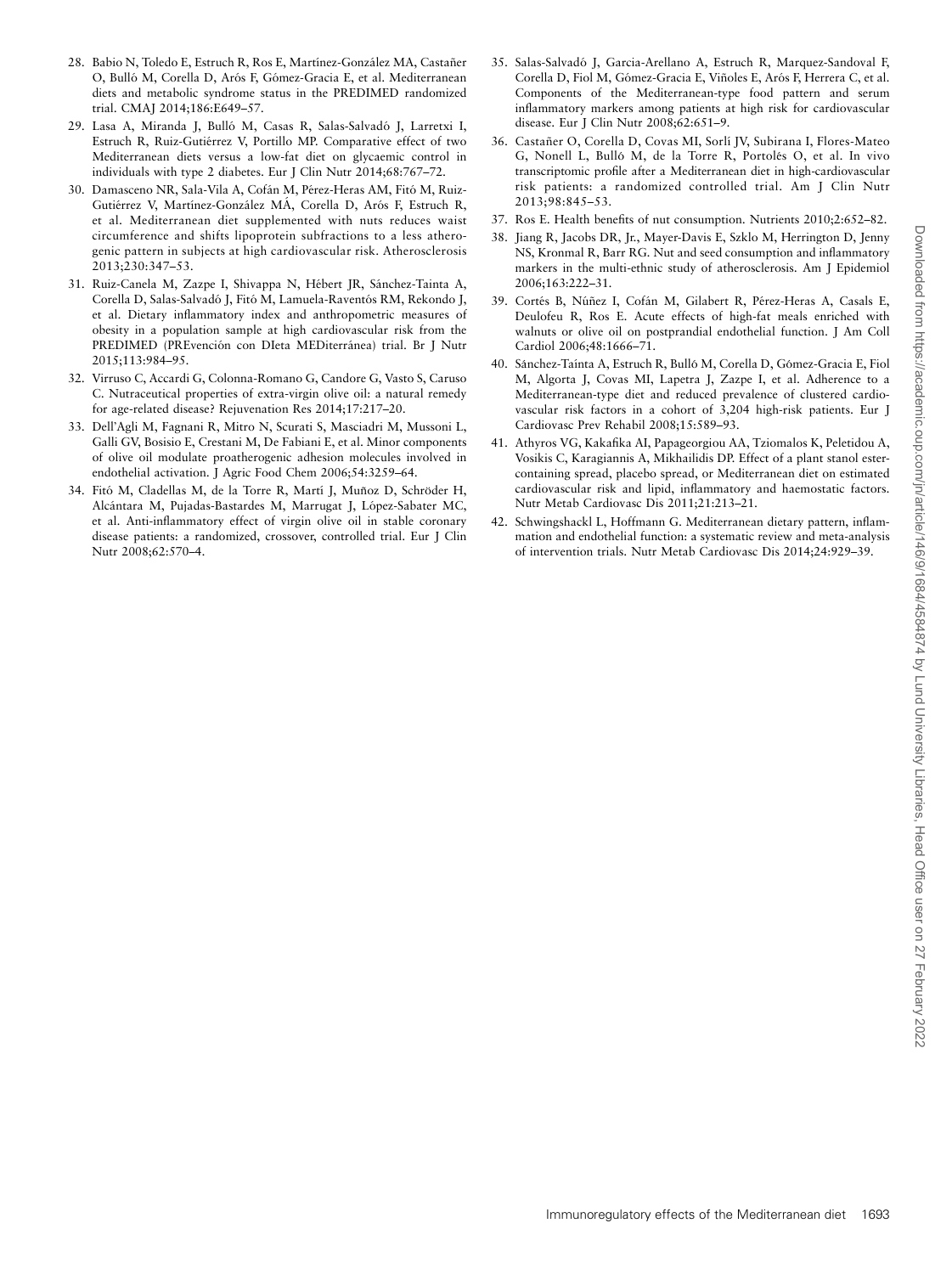28. Babio N, Toledo E, Estruch R, Ros E, Martínez-González MA, Castañer O, Bulló M, Corella D, Arós F, Gómez-Gracia E, et al. Mediterranean diets and metabolic syndrome status in the PREDIMED randomized trial. CMAJ 2014;186:E649–57.
29. Lasa A, Miranda J, Bulló M, Casas R, Salas-Salvadó J, Larretxi I, Estruch R, Ruiz-Gutiérrez V, Portillo MP. Comparative effect of two Mediterranean diets versus a low-fat diet on glycaemic control in individuals with type 2 diabetes. Eur J Clin Nutr 2014;68:767–72.
30. Damasceno NR, Sala-Vila A, Cofán M, Pérez-Heras AM, Fitó M, Ruiz-Gutiérrez V, Martínez-González MÁ, Corella D, Arós F, Estruch R, et al. Mediterranean diet supplemented with nuts reduces waist circumference and shifts lipoprotein subfractions to a less atherogenic pattern in subjects at high cardiovascular risk. Atherosclerosis 2013;230:347–53.
31. Ruiz-Canela M, Zazpe I, Shivappa N, Hébert JR, Sánchez-Tainta A, Corella D, Salas-Salvadó J, Fitó M, Lamuela-Raventós RM, Rekondo J, et al. Dietary inflammatory index and anthropometric measures of obesity in a population sample at high cardiovascular risk from the PREDIMED (PREvención con DIeta MEDiterránea) trial. Br J Nutr 2015;113:984–95.
32. Virruso C, Accardi G, Colonna-Romano G, Candore G, Vasto S, Caruso C. Nutraceutical properties of extra-virgin olive oil: a natural remedy for age-related disease? Rejuvenation Res 2014;17:217–20.
33. Dell'Agli M, Fagnani R, Mitro N, Scurati S, Masciadri M, Mussoni L, Galli GV, Bosisio E, Crestani M, De Fabiani E, et al. Minor components of olive oil modulate proatherogenic adhesion molecules involved in endothelial activation. J Agric Food Chem 2006;54:3259–64.
34. Fitó M, Cladellas M, de la Torre R, Martí J, Muñoz D, Schröder H, Alcántara M, Pujadas-Bastardes M, Marrugat J, López-Sabater MC, et al. Anti-inflammatory effect of virgin olive oil in stable coronary disease patients: a randomized, crossover, controlled trial. Eur J Clin Nutr 2008;62:570–4.
35. Salas-Salvadó J, Garcia-Arellano A, Estruch R, Marquez-Sandoval F, Corella D, Fiol M, Gómez-Gracia E, Viñoles E, Arós F, Herrera C, et al. Components of the Mediterranean-type food pattern and serum inflammatory markers among patients at high risk for cardiovascular disease. Eur J Clin Nutr 2008;62:651–9.
36. Castañer O, Corella D, Covas MI, Sorlí JV, Subirana I, Flores-Mateo G, Nonell L, Bulló M, de la Torre R, Portolés O, et al. In vivo transcriptomic profile after a Mediterranean diet in high-cardiovascular risk patients: a randomized controlled trial. Am J Clin Nutr 2013;98:845–53.
37. Ros E. Health benefits of nut consumption. Nutrients 2010;2:652–82.
38. Jiang R, Jacobs DR, Jr., Mayer-Davis E, Szklo M, Herrington D, Jenny NS, Kronmal R, Barr RG. Nut and seed consumption and inflammatory markers in the multi-ethnic study of atherosclerosis. Am J Epidemiol 2006;163:222–31.
39. Cortés B, Núñez I, Cofán M, Gilabert R, Pérez-Heras A, Casals E, Deulofeu R, Ros E. Acute effects of high-fat meals enriched with walnuts or olive oil on postprandial endothelial function. J Am Coll Cardiol 2006;48:1666–71.
40. Sánchez-Taínta A, Estruch R, Bulló M, Corella D, Gômez-Gracia E, Fiol M, Algorta J, Covas MI, Lapetra J, Zazpe I, et al. Adherence to a Mediterranean-type diet and reduced prevalence of clustered cardiovascular risk factors in a cohort of 3,204 high-risk patients. Eur J Cardiovasc Prev Rehabil 2008;15:589–93.
41. Athyros VG, Kakafika AI, Papageorgiou AA, Tziomalos K, Peletidou A, Vosikis C, Karagiannis A, Mikhailidis DP. Effect of a plant stanol ester-containing spread, placebo spread, or Mediterranean diet on estimated cardiovascular risk and lipid, inflammatory and haemostatic factors. Nutr Metab Cardiovasc Dis 2011;21:213–21.
42. Schwingshackl L, Hoffmann G. Mediterranean dietary pattern, inflammation and endothelial function: a systematic review and meta-analysis of intervention trials. Nutr Metab Cardiovasc Dis 2014;24:929–39.